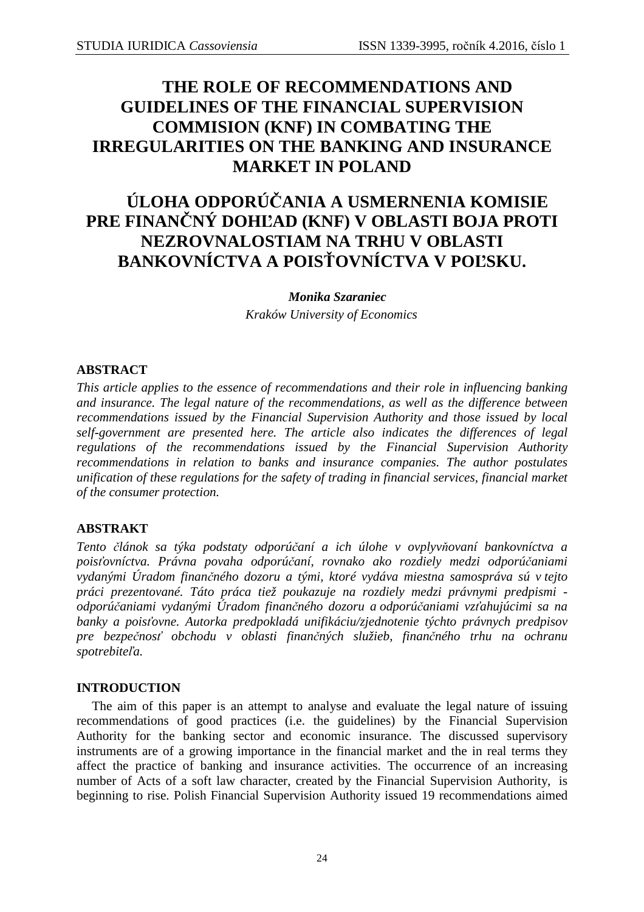# THE ROLE OF RECOMMENDATIONS AND GUIDELINES OF THE FINANCIAL SUPERVISION COMMISION (KNF) IN COMBATING THE IRREGULARITIES ON THE BANKING AND INSURANCE MARKET IN POLAND

# ÚLOHA ODPORÚČANIA A USMERNENIA KOMISIE PRE FINANČNÝ DOHĽAD (KNF) V OBLASTI BOJA PROTI NEZROVNALOSTIAM NA TRHU V OBLASTI BANKOVNÍCTVA A POISŤOVNÍCTVA V POĽSKU.

***Monika Szaraniec***

*Kraków University of Economics*

## ABSTRACT

*This article applies to the essence of recommendations and their role in influencing banking and insurance. The legal nature of the recommendations, as well as the difference between recommendations issued by the Financial Supervision Authority and those issued by local self-government are presented here. The article also indicates the differences of legal regulations of the recommendations issued by the Financial Supervision Authority recommendations in relation to banks and insurance companies. The author postulates unification of these regulations for the safety of trading in financial services, financial market of the consumer protection.*

## ABSTRAKT

*Tento článok sa týka podstaty odporúčaní a ich úlohe v ovplyvňovaní bankovníctva a poisťovníctva. Právna povaha odporúčaní, rovnako ako rozdiely medzi odporúčaniami vydanými Úradom finančného dozoru a tými, ktoré vydáva miestna samospráva sú v tejto práci prezentované. Táto práca tiež poukazuje na rozdiely medzi právnymi predpismi - odporúčaniami vydanými Úradom finančného dozoru a odporúčaniami vzťahujúcimi sa na banky a poisťovne. Autorka predpokladá unifikáciu/zjednotenie týchto právnych predpisov pre bezpečnosť obchodu v oblasti finančných služieb, finančného trhu na ochranu spotrebiteľa.*

## INTRODUCTION

The aim of this paper is an attempt to analyse and evaluate the legal nature of issuing recommendations of good practices (i.e. the guidelines) by the Financial Supervision Authority for the banking sector and economic insurance. The discussed supervisory instruments are of a growing importance in the financial market and the in real terms they affect the practice of banking and insurance activities. The occurrence of an increasing number of Acts of a soft law character, created by the Financial Supervision Authority, is beginning to rise. Polish Financial Supervision Authority issued 19 recommendations aimed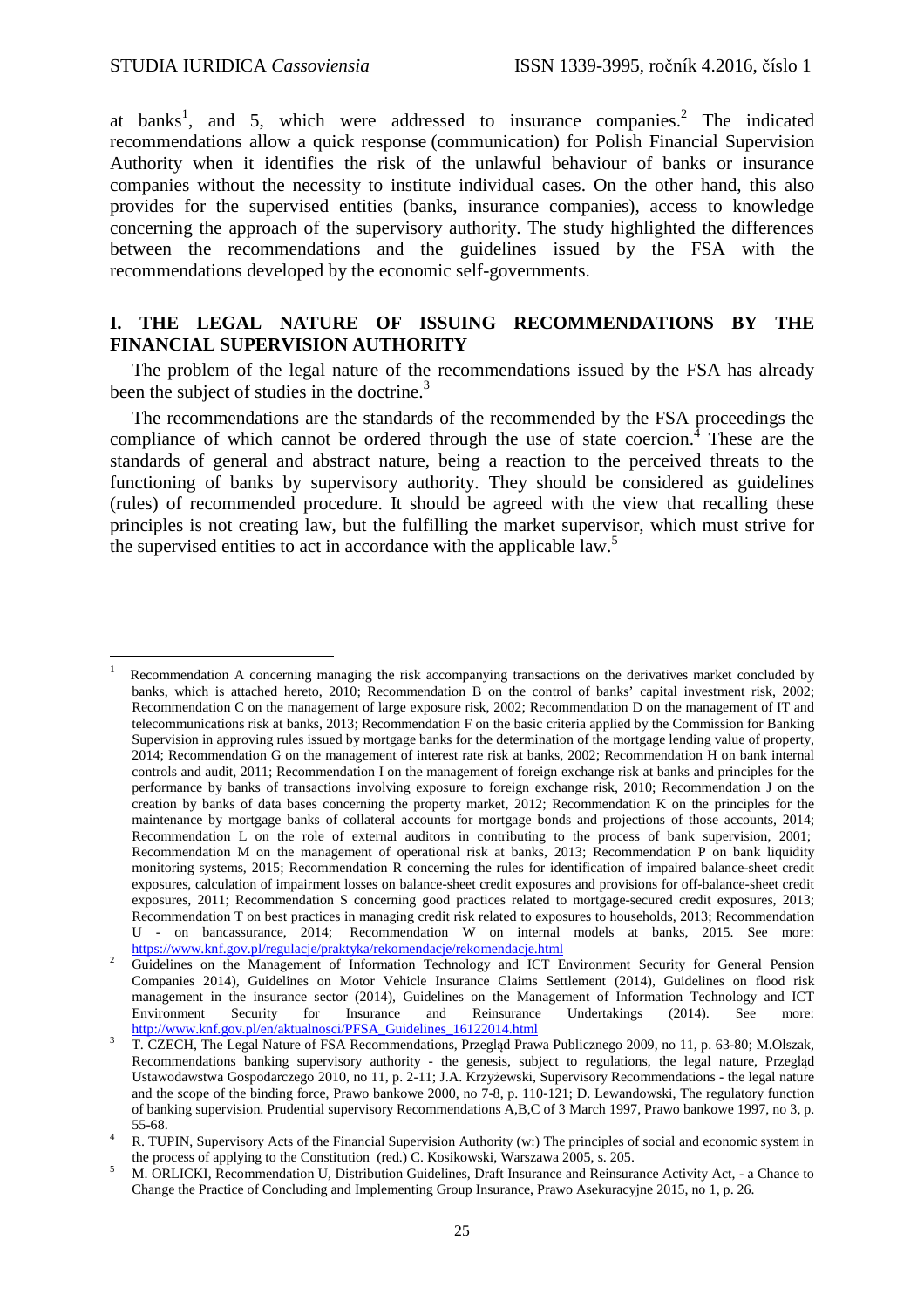at banks[1], and 5, which were addressed to insurance companies.[2] The indicated recommendations allow a quick response (communication) for Polish Financial Supervision Authority when it identifies the risk of the unlawful behaviour of banks or insurance companies without the necessity to institute individual cases. On the other hand, this also provides for the supervised entities (banks, insurance companies), access to knowledge concerning the approach of the supervisory authority. The study highlighted the differences between the recommendations and the guidelines issued by the FSA with the recommendations developed by the economic self-governments.

## I. THE LEGAL NATURE OF ISSUING RECOMMENDATIONS BY THE FINANCIAL SUPERVISION AUTHORITY

The problem of the legal nature of the recommendations issued by the FSA has already been the subject of studies in the doctrine.[3]

The recommendations are the standards of the recommended by the FSA proceedings the compliance of which cannot be ordered through the use of state coercion.[4] These are the standards of general and abstract nature, being a reaction to the perceived threats to the functioning of banks by supervisory authority. They should be considered as guidelines (rules) of recommended procedure. It should be agreed with the view that recalling these principles is not creating law, but the fulfilling the market supervisor, which must strive for the supervised entities to act in accordance with the applicable law.[5]

---

[1] Recommendation A concerning managing the risk accompanying transactions on the derivatives market concluded by banks, which is attached hereto, 2010; Recommendation B on the control of banks' capital investment risk, 2002; Recommendation C on the management of large exposure risk, 2002; Recommendation D on the management of IT and telecommunications risk at banks, 2013; Recommendation F on the basic criteria applied by the Commission for Banking Supervision in approving rules issued by mortgage banks for the determination of the mortgage lending value of property, 2014; Recommendation G on the management of interest rate risk at banks, 2002; Recommendation H on bank internal controls and audit, 2011; Recommendation I on the management of foreign exchange risk at banks and principles for the performance by banks of transactions involving exposure to foreign exchange risk, 2010; Recommendation J on the creation by banks of data bases concerning the property market, 2012; Recommendation K on the principles for the maintenance by mortgage banks of collateral accounts for mortgage bonds and projections of those accounts, 2014; Recommendation L on the role of external auditors in contributing to the process of bank supervision, 2001; Recommendation M on the management of operational risk at banks, 2013; Recommendation P on bank liquidity monitoring systems, 2015; Recommendation R concerning the rules for identification of impaired balance-sheet credit exposures, calculation of impairment losses on balance-sheet credit exposures and provisions for off-balance-sheet credit exposures, 2011; Recommendation S concerning good practices related to mortgage-secured credit exposures, 2013; Recommendation T on best practices in managing credit risk related to exposures to households, 2013; Recommendation U - on bancassurance, 2014; Recommendation W on internal models at banks, 2015. See more: https://www.knf.gov.pl/regulacje/praktyka/rekomendacje/rekomendacje.html

[2] Guidelines on the Management of Information Technology and ICT Environment Security for General Pension Companies 2014), Guidelines on Motor Vehicle Insurance Claims Settlement (2014), Guidelines on flood risk management in the insurance sector (2014), Guidelines on the Management of Information Technology and ICT Environment Security for Insurance and Reinsurance Undertakings (2014). See more: http://www.knf.gov.pl/en/aktualnosci/PFSA_Guidelines_16122014.html

[3] T. CZECH, The Legal Nature of FSA Recommendations, Przegląd Prawa Publicznego 2009, no 11, p. 63-80; M.Olszak, Recommendations banking supervisory authority - the genesis, subject to regulations, the legal nature, Przegląd Ustawodawstwa Gospodarczego 2010, no 11, p. 2-11; J.A. Krzyżewski, Supervisory Recommendations - the legal nature and the scope of the binding force, Prawo bankowe 2000, no 7-8, p. 110-121; D. Lewandowski, The regulatory function of banking supervision. Prudential supervisory Recommendations A,B,C of 3 March 1997, Prawo bankowe 1997, no 3, p. 55-68.

[4] R. TUPIN, Supervisory Acts of the Financial Supervision Authority (w:) The principles of social and economic system in the process of applying to the Constitution (red.) C. Kosikowski, Warszawa 2005, s. 205.

[5] M. ORLICKI, Recommendation U, Distribution Guidelines, Draft Insurance and Reinsurance Activity Act, - a Chance to Change the Practice of Concluding and Implementing Group Insurance, Prawo Asekuracyjne 2015, no 1, p. 26.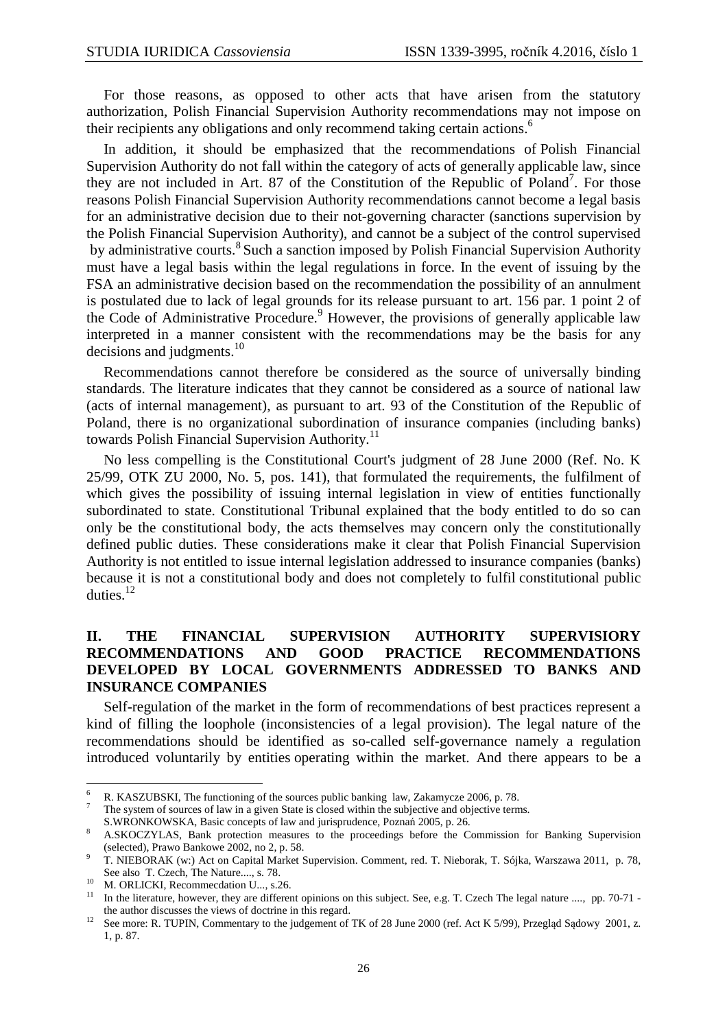For those reasons, as opposed to other acts that have arisen from the statutory authorization, Polish Financial Supervision Authority recommendations may not impose on their recipients any obligations and only recommend taking certain actions.[6]

In addition, it should be emphasized that the recommendations of Polish Financial Supervision Authority do not fall within the category of acts of generally applicable law, since they are not included in Art. 87 of the Constitution of the Republic of Poland[7]. For those reasons Polish Financial Supervision Authority recommendations cannot become a legal basis for an administrative decision due to their not-governing character (sanctions supervision by the Polish Financial Supervision Authority), and cannot be a subject of the control supervised by administrative courts.[8] Such a sanction imposed by Polish Financial Supervision Authority must have a legal basis within the legal regulations in force. In the event of issuing by the FSA an administrative decision based on the recommendation the possibility of an annulment is postulated due to lack of legal grounds for its release pursuant to art. 156 par. 1 point 2 of the Code of Administrative Procedure.[9] However, the provisions of generally applicable law interpreted in a manner consistent with the recommendations may be the basis for any decisions and judgments.[10]

Recommendations cannot therefore be considered as the source of universally binding standards. The literature indicates that they cannot be considered as a source of national law (acts of internal management), as pursuant to art. 93 of the Constitution of the Republic of Poland, there is no organizational subordination of insurance companies (including banks) towards Polish Financial Supervision Authority.[11]

No less compelling is the Constitutional Court's judgment of 28 June 2000 (Ref. No. K 25/99, OTK ZU 2000, No. 5, pos. 141), that formulated the requirements, the fulfilment of which gives the possibility of issuing internal legislation in view of entities functionally subordinated to state. Constitutional Tribunal explained that the body entitled to do so can only be the constitutional body, the acts themselves may concern only the constitutionally defined public duties. These considerations make it clear that Polish Financial Supervision Authority is not entitled to issue internal legislation addressed to insurance companies (banks) because it is not a constitutional body and does not completely to fulfil constitutional public duties.[12]

## II. THE FINANCIAL SUPERVISION AUTHORITY SUPERVISIORY RECOMMENDATIONS AND GOOD PRACTICE RECOMMENDATIONS DEVELOPED BY LOCAL GOVERNMENTS ADDRESSED TO BANKS AND INSURANCE COMPANIES

Self-regulation of the market in the form of recommendations of best practices represent a kind of filling the loophole (inconsistencies of a legal provision). The legal nature of the recommendations should be identified as so-called self-governance namely a regulation introduced voluntarily by entities operating within the market. And there appears to be a

---

[6] R. KASZUBSKI, The functioning of the sources public banking law, Zakamycze 2006, p. 78.

[7] The system of sources of law in a given State is closed within the subjective and objective terms. S.WRONKOWSKA, Basic concepts of law and jurisprudence, Poznań 2005, p. 26.

[8] A.SKOCZYLAS, Bank protection measures to the proceedings before the Commission for Banking Supervision (selected), Prawo Bankowe 2002, no 2, p. 58.

[9] T. NIEBORAK (w:) Act on Capital Market Supervision. Comment, red. T. Nieborak, T. Sójka, Warszawa 2011, p. 78, See also T. Czech, The Nature...., s. 78.

[10] M. ORLICKI, Recommecdation U..., s.26.

[11] In the literature, however, they are different opinions on this subject. See, e.g. T. Czech The legal nature ...., pp. 70-71 - the author discusses the views of doctrine in this regard.

[12] See more: R. TUPIN, Commentary to the judgement of TK of 28 June 2000 (ref. Act K 5/99), Przegląd Sądowy 2001, z. 1, p. 87.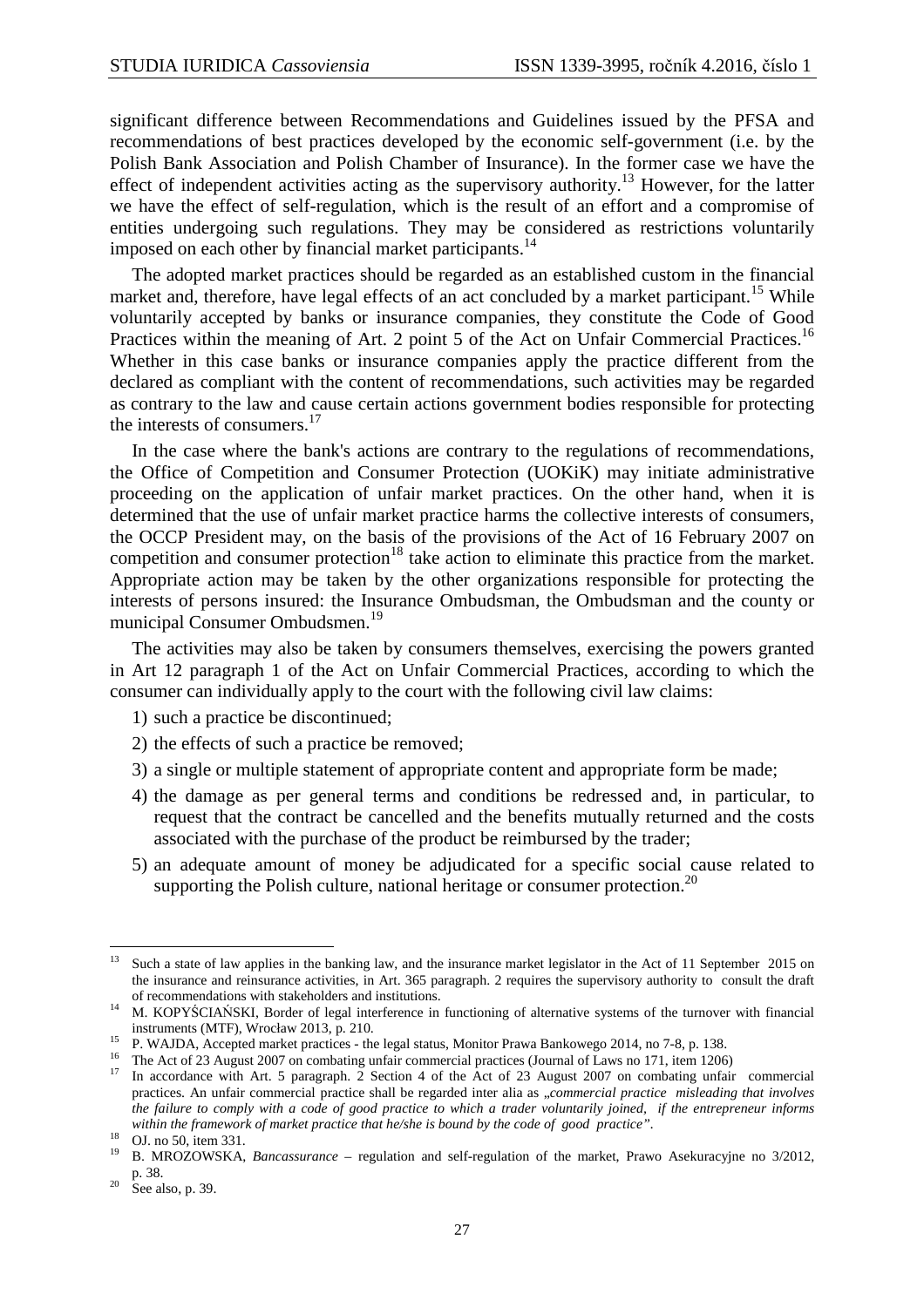significant difference between Recommendations and Guidelines issued by the PFSA and recommendations of best practices developed by the economic self-government (i.e. by the Polish Bank Association and Polish Chamber of Insurance). In the former case we have the effect of independent activities acting as the supervisory authority.[13] However, for the latter we have the effect of self-regulation, which is the result of an effort and a compromise of entities undergoing such regulations. They may be considered as restrictions voluntarily imposed on each other by financial market participants.[14]

The adopted market practices should be regarded as an established custom in the financial market and, therefore, have legal effects of an act concluded by a market participant.[15] While voluntarily accepted by banks or insurance companies, they constitute the Code of Good Practices within the meaning of Art. 2 point 5 of the Act on Unfair Commercial Practices.[16] Whether in this case banks or insurance companies apply the practice different from the declared as compliant with the content of recommendations, such activities may be regarded as contrary to the law and cause certain actions government bodies responsible for protecting the interests of consumers.[17]

In the case where the bank's actions are contrary to the regulations of recommendations, the Office of Competition and Consumer Protection (UOKiK) may initiate administrative proceeding on the application of unfair market practices. On the other hand, when it is determined that the use of unfair market practice harms the collective interests of consumers, the OCCP President may, on the basis of the provisions of the Act of 16 February 2007 on competition and consumer protection[18] take action to eliminate this practice from the market. Appropriate action may be taken by the other organizations responsible for protecting the interests of persons insured: the Insurance Ombudsman, the Ombudsman and the county or municipal Consumer Ombudsmen.[19]

The activities may also be taken by consumers themselves, exercising the powers granted in Art 12 paragraph 1 of the Act on Unfair Commercial Practices, according to which the consumer can individually apply to the court with the following civil law claims:

1) such a practice be discontinued;
2) the effects of such a practice be removed;
3) a single or multiple statement of appropriate content and appropriate form be made;
4) the damage as per general terms and conditions be redressed and, in particular, to request that the contract be cancelled and the benefits mutually returned and the costs associated with the purchase of the product be reimbursed by the trader;
5) an adequate amount of money be adjudicated for a specific social cause related to supporting the Polish culture, national heritage or consumer protection.[20]

---

[13] Such a state of law applies in the banking law, and the insurance market legislator in the Act of 11 September 2015 on the insurance and reinsurance activities, in Art. 365 paragraph. 2 requires the supervisory authority to consult the draft of recommendations with stakeholders and institutions.

[14] M. KOPYŚCIAŃSKI, Border of legal interference in functioning of alternative systems of the turnover with financial instruments (MTF), Wrocław 2013, p. 210.

[15] P. WAJDA, Accepted market practices - the legal status, Monitor Prawa Bankowego 2014, no 7-8, p. 138.

[16] The Act of 23 August 2007 on combating unfair commercial practices (Journal of Laws no 171, item 1206)

[17] In accordance with Art. 5 paragraph. 2 Section 4 of the Act of 23 August 2007 on combating unfair commercial practices. An unfair commercial practice shall be regarded inter alia as *„commercial practice misleading that involves the failure to comply with a code of good practice to which a trader voluntarily joined, if the entrepreneur informs within the framework of market practice that he/she is bound by the code of good practice"*.

[18] OJ. no 50, item 331.

[19] B. MROZOWSKA, *Bancassurance* – regulation and self-regulation of the market, Prawo Asekuracyjne no 3/2012, p. 38.

[20] See also, p. 39.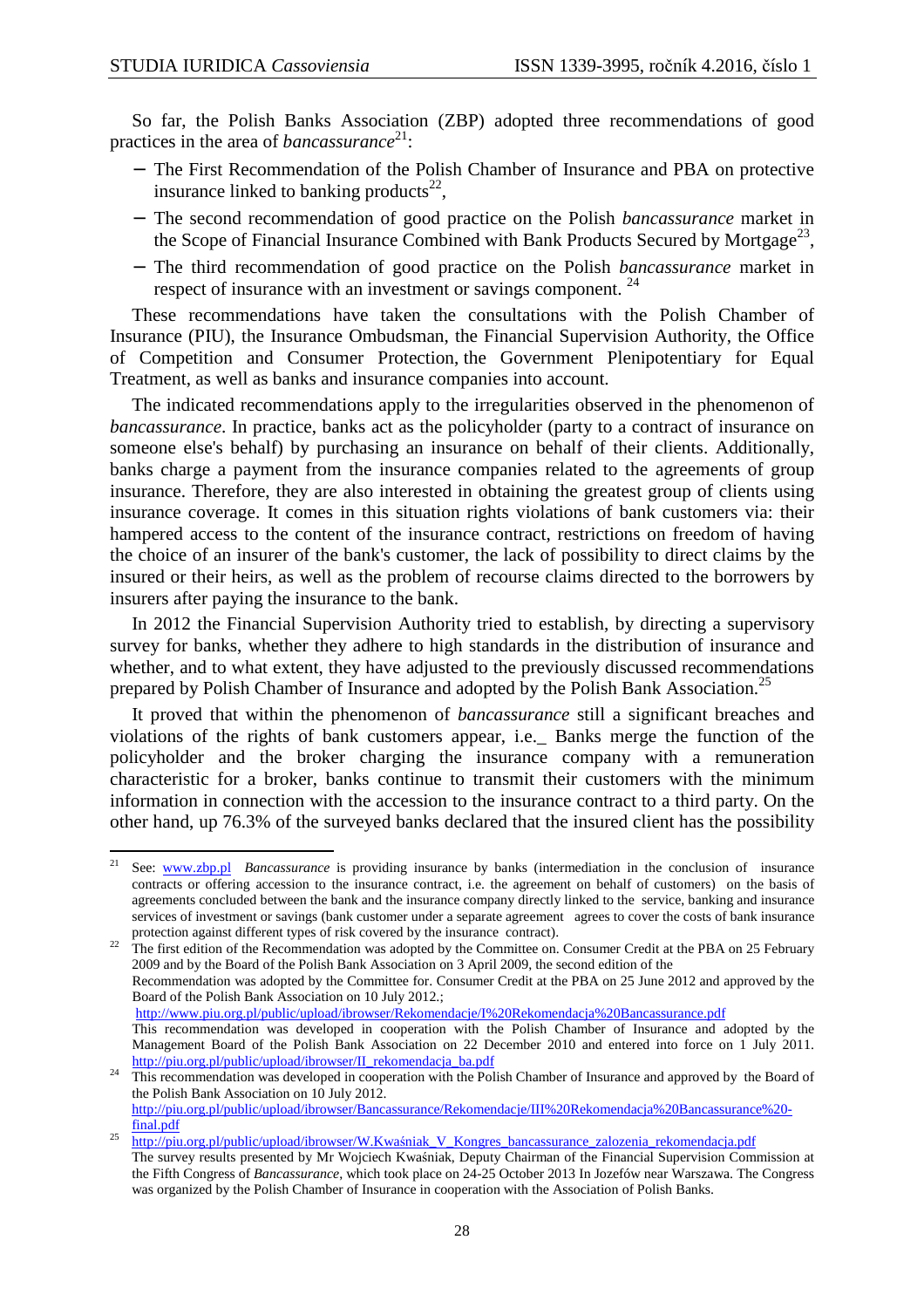So far, the Polish Banks Association (ZBP) adopted three recommendations of good practices in the area of *bancassurance*[21]:

- The First Recommendation of the Polish Chamber of Insurance and PBA on protective insurance linked to banking products[22],
- The second recommendation of good practice on the Polish *bancassurance* market in the Scope of Financial Insurance Combined with Bank Products Secured by Mortgage[23],
- The third recommendation of good practice on the Polish *bancassurance* market in respect of insurance with an investment or savings component. [24]

These recommendations have taken the consultations with the Polish Chamber of Insurance (PIU), the Insurance Ombudsman, the Financial Supervision Authority, the Office of Competition and Consumer Protection, the Government Plenipotentiary for Equal Treatment, as well as banks and insurance companies into account.

The indicated recommendations apply to the irregularities observed in the phenomenon of *bancassurance*. In practice, banks act as the policyholder (party to a contract of insurance on someone else's behalf) by purchasing an insurance on behalf of their clients. Additionally, banks charge a payment from the insurance companies related to the agreements of group insurance. Therefore, they are also interested in obtaining the greatest group of clients using insurance coverage. It comes in this situation rights violations of bank customers via: their hampered access to the content of the insurance contract, restrictions on freedom of having the choice of an insurer of the bank's customer, the lack of possibility to direct claims by the insured or their heirs, as well as the problem of recourse claims directed to the borrowers by insurers after paying the insurance to the bank.

In 2012 the Financial Supervision Authority tried to establish, by directing a supervisory survey for banks, whether they adhere to high standards in the distribution of insurance and whether, and to what extent, they have adjusted to the previously discussed recommendations prepared by Polish Chamber of Insurance and adopted by the Polish Bank Association.[25]

It proved that within the phenomenon of *bancassurance* still a significant breaches and violations of the rights of bank customers appear, i.e._ Banks merge the function of the policyholder and the broker charging the insurance company with a remuneration characteristic for a broker, banks continue to transmit their customers with the minimum information in connection with the accession to the insurance contract to a third party. On the other hand, up 76.3% of the surveyed banks declared that the insured client has the possibility

---

[21] See: www.zbp.pl *Bancassurance* is providing insurance by banks (intermediation in the conclusion of insurance contracts or offering accession to the insurance contract, i.e. the agreement on behalf of customers) on the basis of agreements concluded between the bank and the insurance company directly linked to the service, banking and insurance services of investment or savings (bank customer under a separate agreement agrees to cover the costs of bank insurance protection against different types of risk covered by the insurance contract).

[22] The first edition of the Recommendation was adopted by the Committee on. Consumer Credit at the PBA on 25 February 2009 and by the Board of the Polish Bank Association on 3 April 2009, the second edition of the Recommendation was adopted by the Committee for. Consumer Credit at the PBA on 25 June 2012 and approved by the Board of the Polish Bank Association on 10 July 2012.; http://www.piu.org.pl/public/upload/ibrowser/Rekomendacje/I%20Rekomendacja%20Bancassurance.pdf This recommendation was developed in cooperation with the Polish Chamber of Insurance and adopted by the Management Board of the Polish Bank Association on 22 December 2010 and entered into force on 1 July 2011. http://piu.org.pl/public/upload/ibrowser/II_rekomendacja_ba.pdf

[24] This recommendation was developed in cooperation with the Polish Chamber of Insurance and approved by the Board of the Polish Bank Association on 10 July 2012. http://piu.org.pl/public/upload/ibrowser/Bancassurance/Rekomendacje/III%20Rekomendacja%20Bancassurance%20-final.pdf

[25] http://piu.org.pl/public/upload/ibrowser/W.Kwaśniak_V_Kongres_bancassurance_zalozenia_rekomendacja.pdf The survey results presented by Mr Wojciech Kwaśniak, Deputy Chairman of the Financial Supervision Commission at the Fifth Congress of *Bancassurance*, which took place on 24-25 October 2013 In Jozefów near Warszawa. The Congress was organized by the Polish Chamber of Insurance in cooperation with the Association of Polish Banks.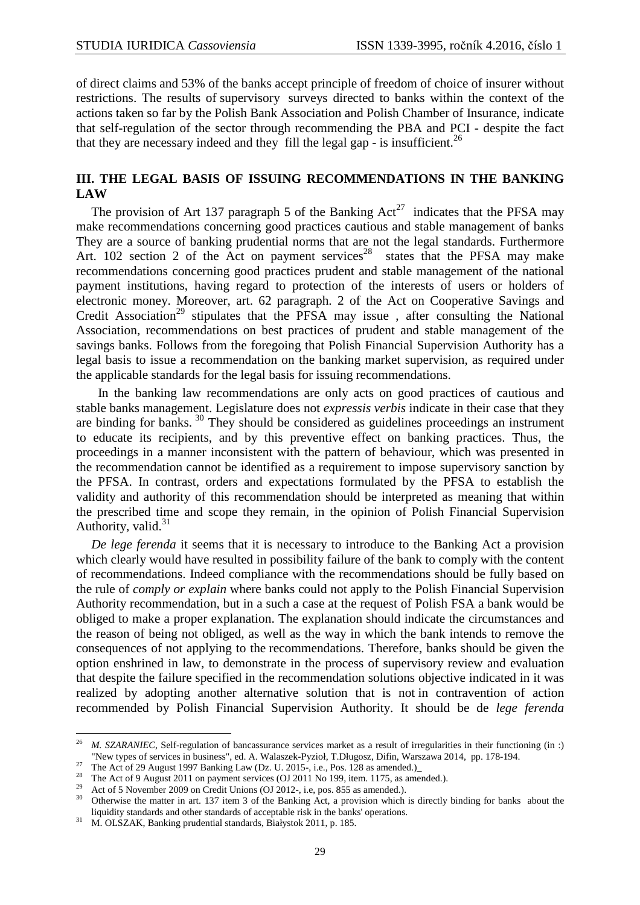of direct claims and 53% of the banks accept principle of freedom of choice of insurer without restrictions. The results of supervisory surveys directed to banks within the context of the actions taken so far by the Polish Bank Association and Polish Chamber of Insurance, indicate that self-regulation of the sector through recommending the PBA and PCI - despite the fact that they are necessary indeed and they fill the legal gap - is insufficient.[26]

## III. THE LEGAL BASIS OF ISSUING RECOMMENDATIONS IN THE BANKING LAW

The provision of Art 137 paragraph 5 of the Banking Act[27] indicates that the PFSA may make recommendations concerning good practices cautious and stable management of banks They are a source of banking prudential norms that are not the legal standards. Furthermore Art. 102 section 2 of the Act on payment services[28] states that the PFSA may make recommendations concerning good practices prudent and stable management of the national payment institutions, having regard to protection of the interests of users or holders of electronic money. Moreover, art. 62 paragraph. 2 of the Act on Cooperative Savings and Credit Association[29] stipulates that the PFSA may issue , after consulting the National Association, recommendations on best practices of prudent and stable management of the savings banks. Follows from the foregoing that Polish Financial Supervision Authority has a legal basis to issue a recommendation on the banking market supervision, as required under the applicable standards for the legal basis for issuing recommendations.

In the banking law recommendations are only acts on good practices of cautious and stable banks management. Legislature does not *expressis verbis* indicate in their case that they are binding for banks. [30] They should be considered as guidelines proceedings an instrument to educate its recipients, and by this preventive effect on banking practices. Thus, the proceedings in a manner inconsistent with the pattern of behaviour, which was presented in the recommendation cannot be identified as a requirement to impose supervisory sanction by the PFSA. In contrast, orders and expectations formulated by the PFSA to establish the validity and authority of this recommendation should be interpreted as meaning that within the prescribed time and scope they remain, in the opinion of Polish Financial Supervision Authority, valid.[31]

*De lege ferenda* it seems that it is necessary to introduce to the Banking Act a provision which clearly would have resulted in possibility failure of the bank to comply with the content of recommendations. Indeed compliance with the recommendations should be fully based on the rule of *comply or explain* where banks could not apply to the Polish Financial Supervision Authority recommendation, but in a such a case at the request of Polish FSA a bank would be obliged to make a proper explanation. The explanation should indicate the circumstances and the reason of being not obliged, as well as the way in which the bank intends to remove the consequences of not applying to the recommendations. Therefore, banks should be given the option enshrined in law, to demonstrate in the process of supervisory review and evaluation that despite the failure specified in the recommendation solutions objective indicated in it was realized by adopting another alternative solution that is not in contravention of action recommended by Polish Financial Supervision Authority. It should be de *lege ferenda*

---

[26] *M. SZARANIEC*, Self-regulation of bancassurance services market as a result of irregularities in their functioning (in :) "New types of services in business", ed. A. Walaszek-Pyzioł, T.Długosz, Difin, Warszawa 2014, pp. 178-194.

[27] The Act of 29 August 1997 Banking Law (Dz. U. 2015-, i.e., Pos. 128 as amended.)_

[28] The Act of 9 August 2011 on payment services (OJ 2011 No 199, item. 1175, as amended.).

[29] Act of 5 November 2009 on Credit Unions (OJ 2012-, i.e, pos. 855 as amended.).

[30] Otherwise the matter in art. 137 item 3 of the Banking Act, a provision which is directly binding for banks about the liquidity standards and other standards of acceptable risk in the banks' operations.

[31] M. OLSZAK, Banking prudential standards, Białystok 2011, p. 185.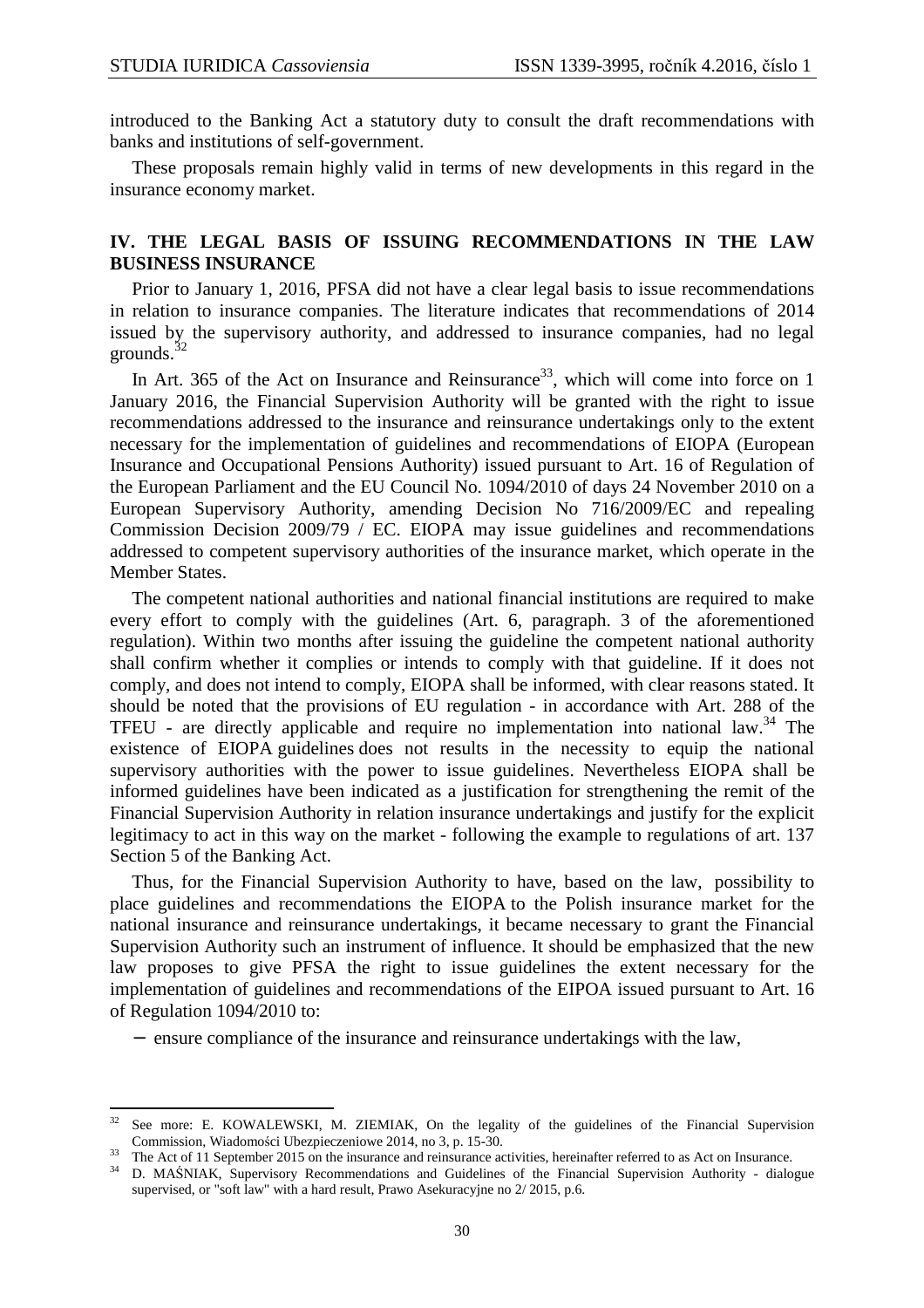introduced to the Banking Act a statutory duty to consult the draft recommendations with banks and institutions of self-government.

These proposals remain highly valid in terms of new developments in this regard in the insurance economy market.

## IV. THE LEGAL BASIS OF ISSUING RECOMMENDATIONS IN THE LAW BUSINESS INSURANCE

Prior to January 1, 2016, PFSA did not have a clear legal basis to issue recommendations in relation to insurance companies. The literature indicates that recommendations of 2014 issued by the supervisory authority, and addressed to insurance companies, had no legal grounds.[32]

In Art. 365 of the Act on Insurance and Reinsurance[33], which will come into force on 1 January 2016, the Financial Supervision Authority will be granted with the right to issue recommendations addressed to the insurance and reinsurance undertakings only to the extent necessary for the implementation of guidelines and recommendations of EIOPA (European Insurance and Occupational Pensions Authority) issued pursuant to Art. 16 of Regulation of the European Parliament and the EU Council No. 1094/2010 of days 24 November 2010 on a European Supervisory Authority, amending Decision No 716/2009/EC and repealing Commission Decision 2009/79 / EC. EIOPA may issue guidelines and recommendations addressed to competent supervisory authorities of the insurance market, which operate in the Member States.

The competent national authorities and national financial institutions are required to make every effort to comply with the guidelines (Art. 6, paragraph. 3 of the aforementioned regulation). Within two months after issuing the guideline the competent national authority shall confirm whether it complies or intends to comply with that guideline. If it does not comply, and does not intend to comply, EIOPA shall be informed, with clear reasons stated. It should be noted that the provisions of EU regulation - in accordance with Art. 288 of the TFEU - are directly applicable and require no implementation into national law.[34] The existence of EIOPA guidelines does not results in the necessity to equip the national supervisory authorities with the power to issue guidelines. Nevertheless EIOPA shall be informed guidelines have been indicated as a justification for strengthening the remit of the Financial Supervision Authority in relation insurance undertakings and justify for the explicit legitimacy to act in this way on the market - following the example to regulations of art. 137 Section 5 of the Banking Act.

Thus, for the Financial Supervision Authority to have, based on the law, possibility to place guidelines and recommendations the EIOPA to the Polish insurance market for the national insurance and reinsurance undertakings, it became necessary to grant the Financial Supervision Authority such an instrument of influence. It should be emphasized that the new law proposes to give PFSA the right to issue guidelines the extent necessary for the implementation of guidelines and recommendations of the EIPOA issued pursuant to Art. 16 of Regulation 1094/2010 to:

- ensure compliance of the insurance and reinsurance undertakings with the law,

---

[32] See more: E. KOWALEWSKI, M. ZIEMIAK, On the legality of the guidelines of the Financial Supervision Commission, Wiadomości Ubezpieczeniowe 2014, no 3, p. 15-30.

[33] The Act of 11 September 2015 on the insurance and reinsurance activities, hereinafter referred to as Act on Insurance.

[34] D. MAŚNIAK, Supervisory Recommendations and Guidelines of the Financial Supervision Authority - dialogue supervised, or "soft law" with a hard result, Prawo Asekuracyjne no 2/ 2015, p.6.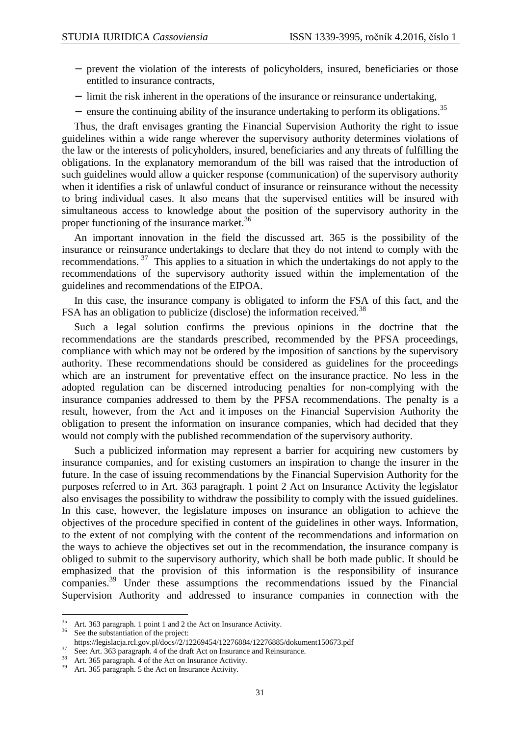- prevent the violation of the interests of policyholders, insured, beneficiaries or those entitled to insurance contracts,
- limit the risk inherent in the operations of the insurance or reinsurance undertaking,
- ensure the continuing ability of the insurance undertaking to perform its obligations.[35]

Thus, the draft envisages granting the Financial Supervision Authority the right to issue guidelines within a wide range wherever the supervisory authority determines violations of the law or the interests of policyholders, insured, beneficiaries and any threats of fulfilling the obligations. In the explanatory memorandum of the bill was raised that the introduction of such guidelines would allow a quicker response (communication) of the supervisory authority when it identifies a risk of unlawful conduct of insurance or reinsurance without the necessity to bring individual cases. It also means that the supervised entities will be insured with simultaneous access to knowledge about the position of the supervisory authority in the proper functioning of the insurance market.[36]

An important innovation in the field the discussed art. 365 is the possibility of the insurance or reinsurance undertakings to declare that they do not intend to comply with the recommendations.[37] This applies to a situation in which the undertakings do not apply to the recommendations of the supervisory authority issued within the implementation of the guidelines and recommendations of the EIPOA.

In this case, the insurance company is obligated to inform the FSA of this fact, and the FSA has an obligation to publicize (disclose) the information received.[38]

Such a legal solution confirms the previous opinions in the doctrine that the recommendations are the standards prescribed, recommended by the PFSA proceedings, compliance with which may not be ordered by the imposition of sanctions by the supervisory authority. These recommendations should be considered as guidelines for the proceedings which are an instrument for preventative effect on the insurance practice. No less in the adopted regulation can be discerned introducing penalties for non-complying with the insurance companies addressed to them by the PFSA recommendations. The penalty is a result, however, from the Act and it imposes on the Financial Supervision Authority the obligation to present the information on insurance companies, which had decided that they would not comply with the published recommendation of the supervisory authority.

Such a publicized information may represent a barrier for acquiring new customers by insurance companies, and for existing customers an inspiration to change the insurer in the future. In the case of issuing recommendations by the Financial Supervision Authority for the purposes referred to in Art. 363 paragraph. 1 point 2 Act on Insurance Activity the legislator also envisages the possibility to withdraw the possibility to comply with the issued guidelines. In this case, however, the legislature imposes on insurance an obligation to achieve the objectives of the procedure specified in content of the guidelines in other ways. Information, to the extent of not complying with the content of the recommendations and information on the ways to achieve the objectives set out in the recommendation, the insurance company is obliged to submit to the supervisory authority, which shall be both made public. It should be emphasized that the provision of this information is the responsibility of insurance companies.[39] Under these assumptions the recommendations issued by the Financial Supervision Authority and addressed to insurance companies in connection with the

---

[35] Art. 363 paragraph. 1 point 1 and 2 the Act on Insurance Activity.

[36] See the substantiation of the project: https://legislacja.rcl.gov.pl/docs//2/12269454/12276884/12276885/dokument150673.pdf

[37] See: Art. 363 paragraph. 4 of the draft Act on Insurance and Reinsurance.

[38] Art. 365 paragraph. 4 of the Act on Insurance Activity.

[39] Art. 365 paragraph. 5 the Act on Insurance Activity.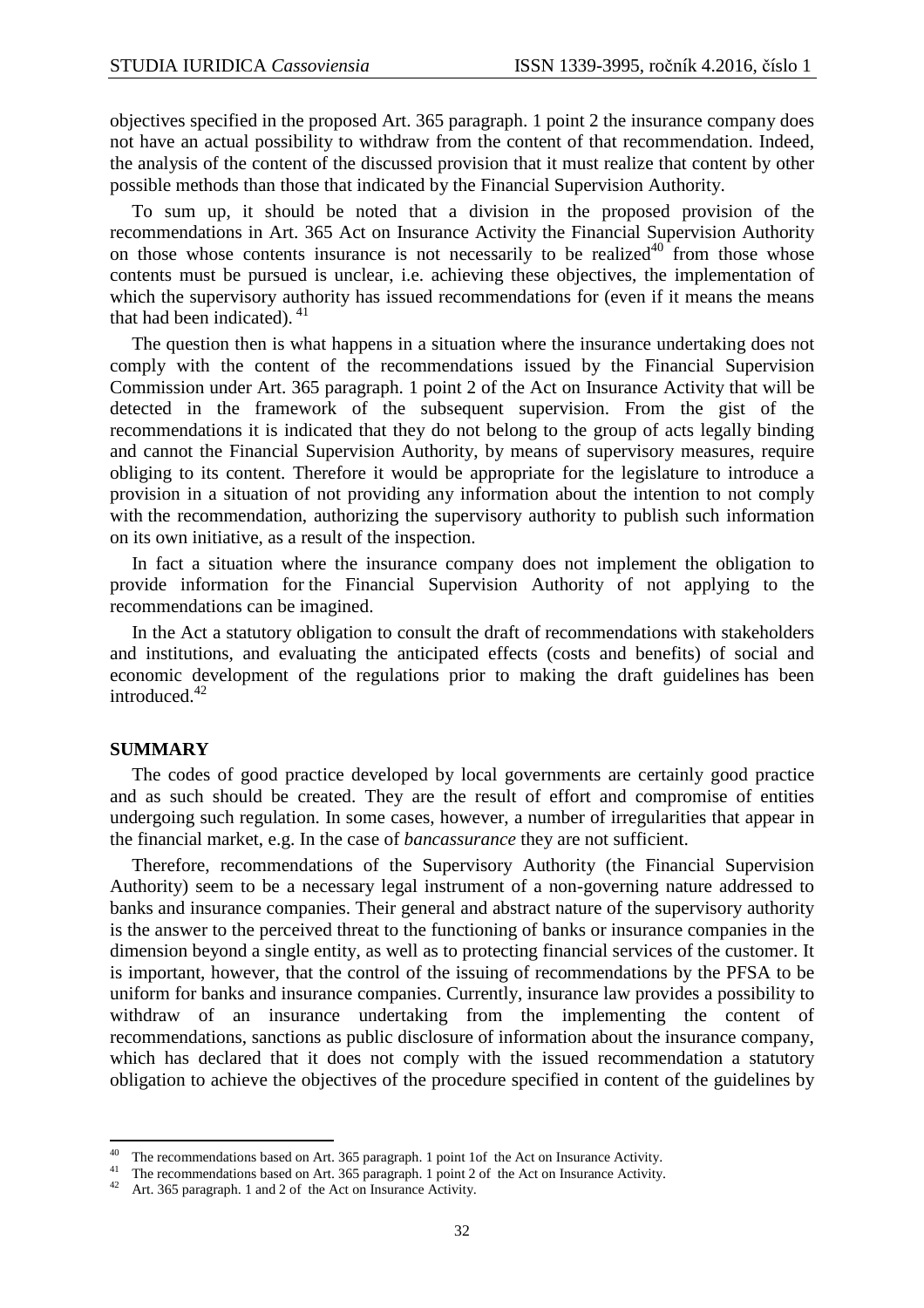objectives specified in the proposed Art. 365 paragraph. 1 point 2 the insurance company does not have an actual possibility to withdraw from the content of that recommendation. Indeed, the analysis of the content of the discussed provision that it must realize that content by other possible methods than those that indicated by the Financial Supervision Authority.

To sum up, it should be noted that a division in the proposed provision of the recommendations in Art. 365 Act on Insurance Activity the Financial Supervision Authority on those whose contents insurance is not necessarily to be realized[40] from those whose contents must be pursued is unclear, i.e. achieving these objectives, the implementation of which the supervisory authority has issued recommendations for (even if it means the means that had been indicated). [41]

The question then is what happens in a situation where the insurance undertaking does not comply with the content of the recommendations issued by the Financial Supervision Commission under Art. 365 paragraph. 1 point 2 of the Act on Insurance Activity that will be detected in the framework of the subsequent supervision. From the gist of the recommendations it is indicated that they do not belong to the group of acts legally binding and cannot the Financial Supervision Authority, by means of supervisory measures, require obliging to its content. Therefore it would be appropriate for the legislature to introduce a provision in a situation of not providing any information about the intention to not comply with the recommendation, authorizing the supervisory authority to publish such information on its own initiative, as a result of the inspection.

In fact a situation where the insurance company does not implement the obligation to provide information for the Financial Supervision Authority of not applying to the recommendations can be imagined.

In the Act a statutory obligation to consult the draft of recommendations with stakeholders and institutions, and evaluating the anticipated effects (costs and benefits) of social and economic development of the regulations prior to making the draft guidelines has been introduced.[42]

## SUMMARY

The codes of good practice developed by local governments are certainly good practice and as such should be created. They are the result of effort and compromise of entities undergoing such regulation. In some cases, however, a number of irregularities that appear in the financial market, e.g. In the case of *bancassurance* they are not sufficient.

Therefore, recommendations of the Supervisory Authority (the Financial Supervision Authority) seem to be a necessary legal instrument of a non-governing nature addressed to banks and insurance companies. Their general and abstract nature of the supervisory authority is the answer to the perceived threat to the functioning of banks or insurance companies in the dimension beyond a single entity, as well as to protecting financial services of the customer. It is important, however, that the control of the issuing of recommendations by the PFSA to be uniform for banks and insurance companies. Currently, insurance law provides a possibility to withdraw of an insurance undertaking from the implementing the content of recommendations, sanctions as public disclosure of information about the insurance company, which has declared that it does not comply with the issued recommendation a statutory obligation to achieve the objectives of the procedure specified in content of the guidelines by

---

[40] The recommendations based on Art. 365 paragraph. 1 point 1of the Act on Insurance Activity.

[41] The recommendations based on Art. 365 paragraph. 1 point 2 of the Act on Insurance Activity.

[42] Art. 365 paragraph. 1 and 2 of the Act on Insurance Activity.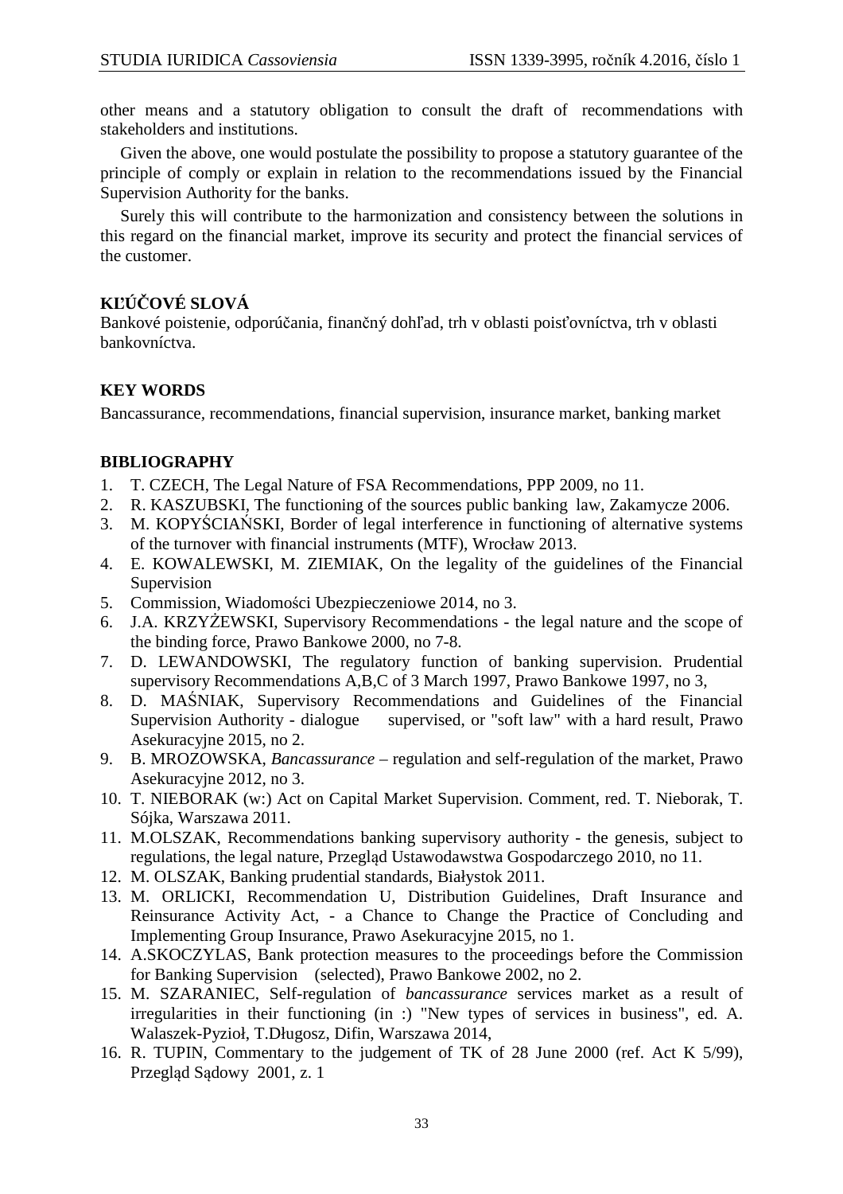other means and a statutory obligation to consult the draft of recommendations with stakeholders and institutions.

Given the above, one would postulate the possibility to propose a statutory guarantee of the principle of comply or explain in relation to the recommendations issued by the Financial Supervision Authority for the banks.

Surely this will contribute to the harmonization and consistency between the solutions in this regard on the financial market, improve its security and protect the financial services of the customer.

### KĽÚČOVÉ SLOVÁ

Bankové poistenie, odporúčania, finančný dohľad, trh v oblasti poisťovníctva, trh v oblasti bankovníctva.

### KEY WORDS

Bancassurance, recommendations, financial supervision, insurance market, banking market

### BIBLIOGRAPHY

1. T. CZECH, The Legal Nature of FSA Recommendations, PPP 2009, no 11.
2. R. KASZUBSKI, The functioning of the sources public banking law, Zakamycze 2006.
3. M. KOPYŚCIAŃSKI, Border of legal interference in functioning of alternative systems of the turnover with financial instruments (MTF), Wrocław 2013.
4. E. KOWALEWSKI, M. ZIEMIAK, On the legality of the guidelines of the Financial Supervision
5. Commission, Wiadomości Ubezpieczeniowe 2014, no 3.
6. J.A. KRZYŻEWSKI, Supervisory Recommendations - the legal nature and the scope of the binding force, Prawo Bankowe 2000, no 7-8.
7. D. LEWANDOWSKI, The regulatory function of banking supervision. Prudential supervisory Recommendations A,B,C of 3 March 1997, Prawo Bankowe 1997, no 3,
8. D. MAŚNIAK, Supervisory Recommendations and Guidelines of the Financial Supervision Authority - dialogue supervised, or "soft law" with a hard result, Prawo Asekuracyjne 2015, no 2.
9. B. MROZOWSKA, *Bancassurance* – regulation and self-regulation of the market, Prawo Asekuracyjne 2012, no 3.
10. T. NIEBORAK (w:) Act on Capital Market Supervision. Comment, red. T. Nieborak, T. Sójka, Warszawa 2011.
11. M.OLSZAK, Recommendations banking supervisory authority - the genesis, subject to regulations, the legal nature, Przegląd Ustawodawstwa Gospodarczego 2010, no 11.
12. M. OLSZAK, Banking prudential standards, Białystok 2011.
13. M. ORLICKI, Recommendation U, Distribution Guidelines, Draft Insurance and Reinsurance Activity Act, - a Chance to Change the Practice of Concluding and Implementing Group Insurance, Prawo Asekuracyjne 2015, no 1.
14. A.SKOCZYLAS, Bank protection measures to the proceedings before the Commission for Banking Supervision (selected), Prawo Bankowe 2002, no 2.
15. M. SZARANIEC, Self-regulation of *bancassurance* services market as a result of irregularities in their functioning (in :) "New types of services in business", ed. A. Walaszek-Pyzioł, T.Długosz, Difin, Warszawa 2014,
16. R. TUPIN, Commentary to the judgement of TK of 28 June 2000 (ref. Act K 5/99), Przegląd Sądowy 2001, z. 1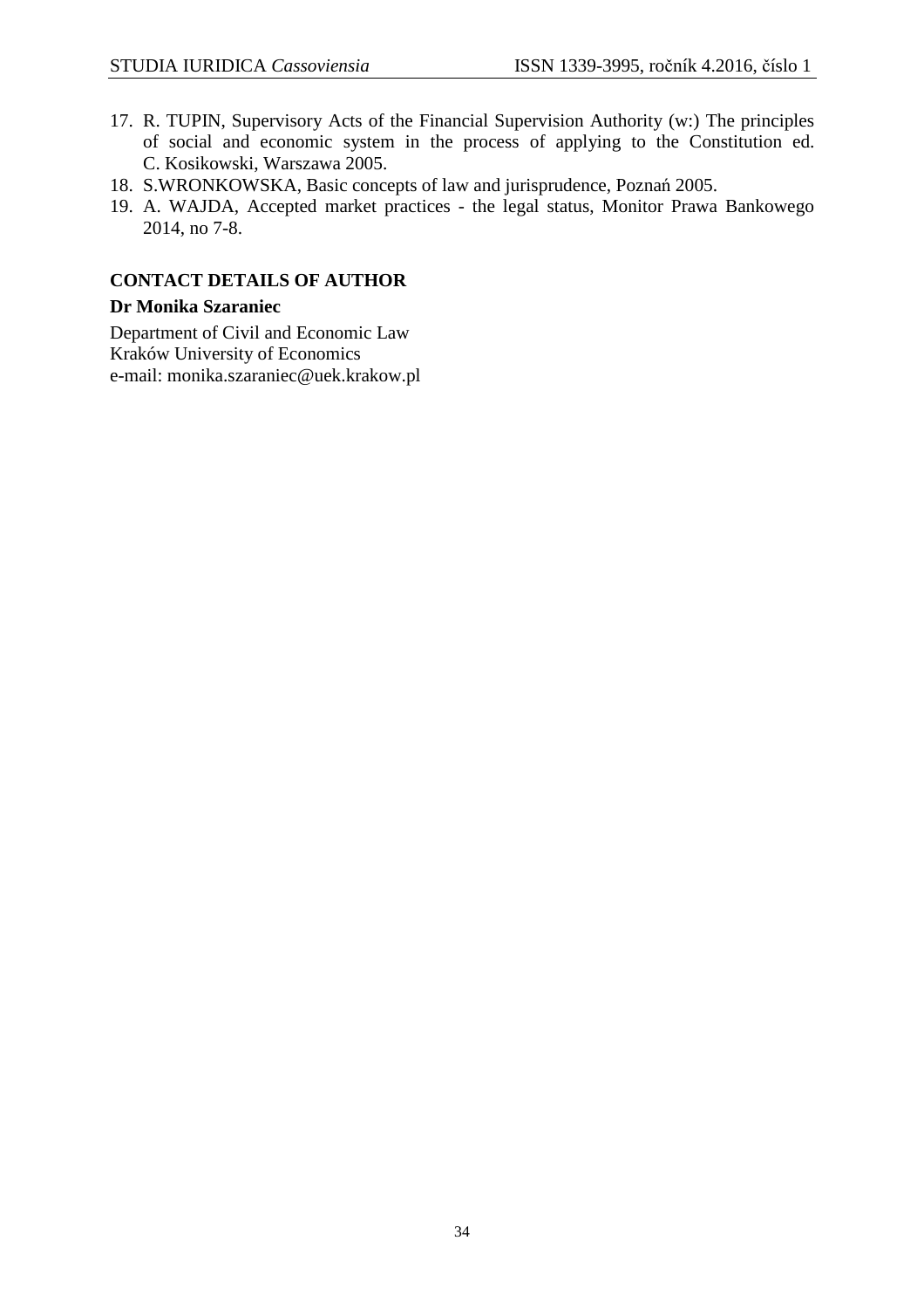17. R. TUPIN, Supervisory Acts of the Financial Supervision Authority (w:) The principles of social and economic system in the process of applying to the Constitution ed. C. Kosikowski, Warszawa 2005.
18. S.WRONKOWSKA, Basic concepts of law and jurisprudence, Poznań 2005.
19. A. WAJDA, Accepted market practices - the legal status, Monitor Prawa Bankowego 2014, no 7-8.

## CONTACT DETAILS OF AUTHOR

**Dr Monika Szaraniec**

Department of Civil and Economic Law
Kraków University of Economics
e-mail: monika.szaraniec@uek.krakow.pl